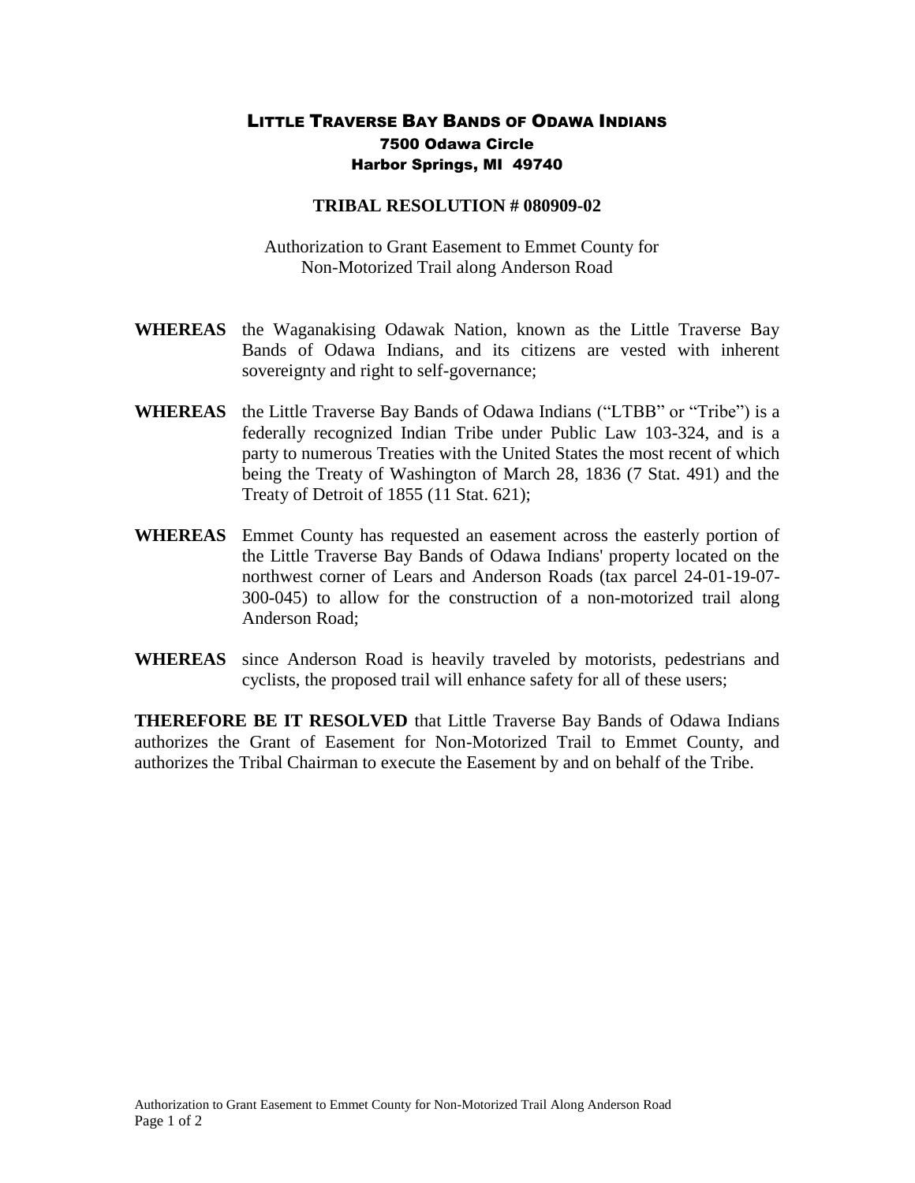# LITTLE TRAVERSE BAY BANDS OF ODAWA INDIANS

**7500 Odawa Circle**
**Harbor Springs, MI 49740**

## TRIBAL RESOLUTION # 080909-02

Authorization to Grant Easement to Emmet County for Non-Motorized Trail along Anderson Road

**WHEREAS** the Waganakising Odawak Nation, known as the Little Traverse Bay Bands of Odawa Indians, and its citizens are vested with inherent sovereignty and right to self-governance;

**WHEREAS** the Little Traverse Bay Bands of Odawa Indians ("LTBB" or "Tribe") is a federally recognized Indian Tribe under Public Law 103-324, and is a party to numerous Treaties with the United States the most recent of which being the Treaty of Washington of March 28, 1836 (7 Stat. 491) and the Treaty of Detroit of 1855 (11 Stat. 621);

**WHEREAS** Emmet County has requested an easement across the easterly portion of the Little Traverse Bay Bands of Odawa Indians' property located on the northwest corner of Lears and Anderson Roads (tax parcel 24-01-19-07-300-045) to allow for the construction of a non-motorized trail along Anderson Road;

**WHEREAS** since Anderson Road is heavily traveled by motorists, pedestrians and cyclists, the proposed trail will enhance safety for all of these users;

**THEREFORE BE IT RESOLVED** that Little Traverse Bay Bands of Odawa Indians authorizes the Grant of Easement for Non-Motorized Trail to Emmet County, and authorizes the Tribal Chairman to execute the Easement by and on behalf of the Tribe.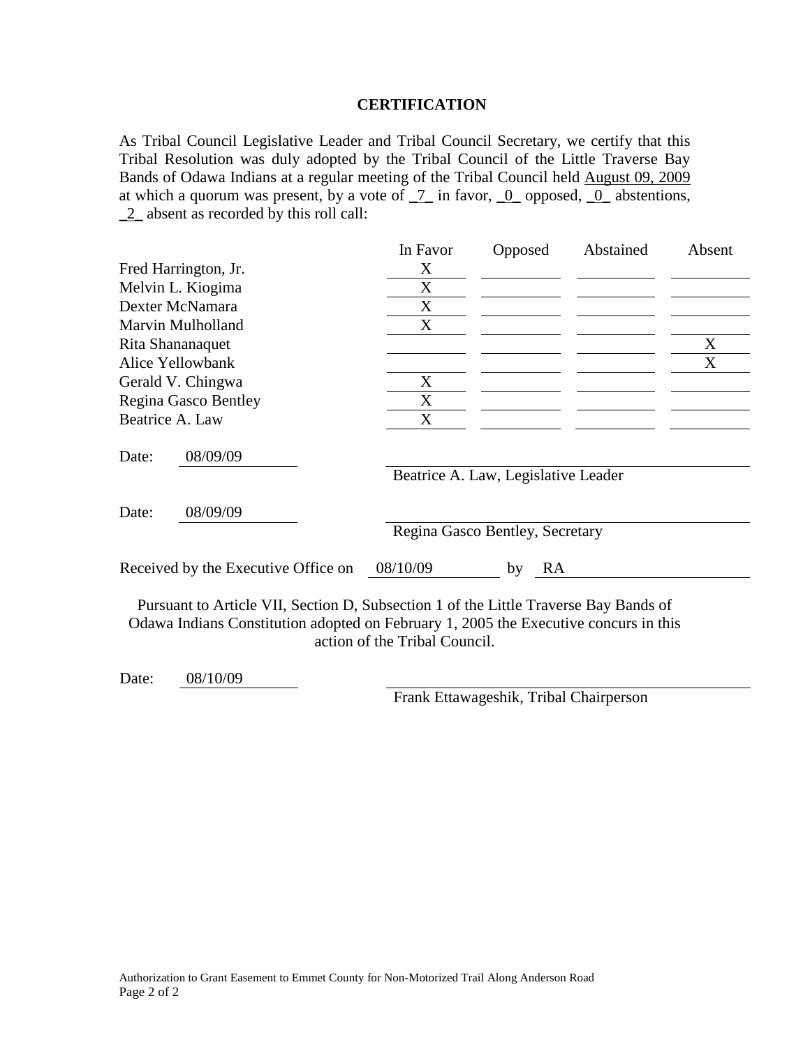## CERTIFICATION

As Tribal Council Legislative Leader and Tribal Council Secretary, we certify that this Tribal Resolution was duly adopted by the Tribal Council of the Little Traverse Bay Bands of Odawa Indians at a regular meeting of the Tribal Council held August 09, 2009 at which a quorum was present, by a vote of _7_ in favor, _0_ opposed, _0_ abstentions, _2_ absent as recorded by this roll call:

| | In Favor | Opposed | Abstained | Absent |
|---|---|---|---|---|
| Fred Harrington, Jr. | X | | | |
| Melvin L. Kiogima | X | | | |
| Dexter McNamara | X | | | |
| Marvin Mulholland | X | | | |
| Rita Shananaquet | | | | X |
| Alice Yellowbank | | | | X |
| Gerald V. Chingwa | X | | | |
| Regina Gasco Bentley | X | | | |
| Beatrice A. Law | X | | | |

Date: 08/09/09

Beatrice A. Law, Legislative Leader

Date: 08/09/09

Regina Gasco Bentley, Secretary

Received by the Executive Office on 08/10/09 by RA

Pursuant to Article VII, Section D, Subsection 1 of the Little Traverse Bay Bands of Odawa Indians Constitution adopted on February 1, 2005 the Executive concurs in this action of the Tribal Council.

Date: 08/10/09

Frank Ettawageshik, Tribal Chairperson

Authorization to Grant Easement to Emmet County for Non-Motorized Trail Along Anderson Road